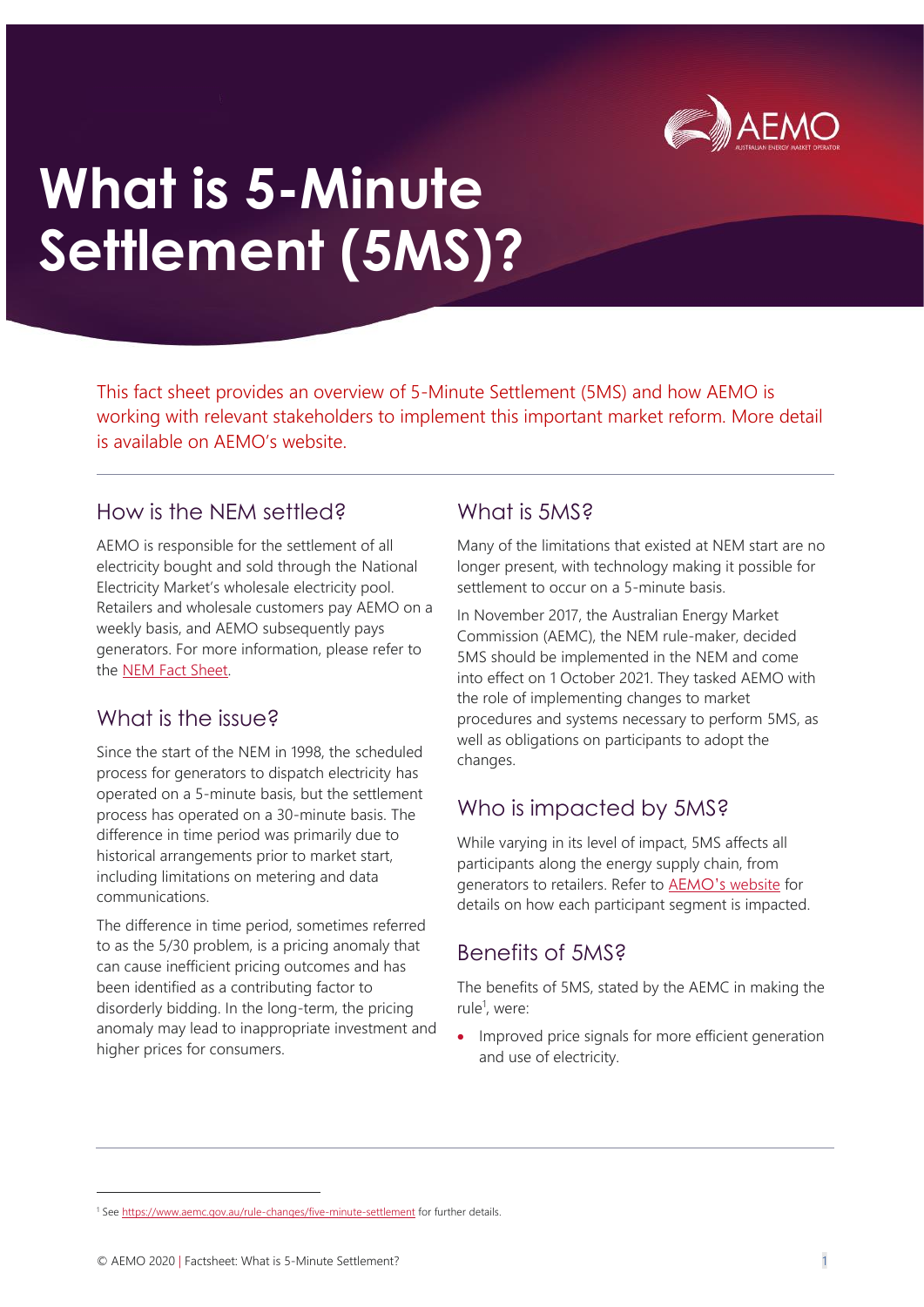# What is 5-Minute Settlement (5MS)?

This fact sheet provides an overview of 5-Minute Settlement (5MS) and how AEMO is working with relevant stakeholders to implement this important market reform. More detail is available on AEMO's website.

## How is the NEM settled?

AEMO is responsible for the settlement of all electricity bought and sold through the National Electricity Market's wholesale electricity pool. Retailers and wholesale customers pay AEMO on a weekly basis, and AEMO subsequently pays generators. For more information, please refer to the [NEM Fact Sheet](NEM Fact Sheet).

## What is the issue?

Since the start of the NEM in 1998, the scheduled process for generators to dispatch electricity has operated on a 5-minute basis, but the settlement process has operated on a 30-minute basis. The difference in time period was primarily due to historical arrangements prior to market start, including limitations on metering and data communications.

The difference in time period, sometimes referred to as the 5/30 problem, is a pricing anomaly that can cause inefficient pricing outcomes and has been identified as a contributing factor to disorderly bidding. In the long-term, the pricing anomaly may lead to inappropriate investment and higher prices for consumers.

## What is 5MS?

Many of the limitations that existed at NEM start are no longer present, with technology making it possible for settlement to occur on a 5-minute basis.

In November 2017, the Australian Energy Market Commission (AEMC), the NEM rule-maker, decided 5MS should be implemented in the NEM and come into effect on 1 October 2021. They tasked AEMO with the role of implementing changes to market procedures and systems necessary to perform 5MS, as well as obligations on participants to adopt the changes.

## Who is impacted by 5MS?

While varying in its level of impact, 5MS affects all participants along the energy supply chain, from generators to retailers. Refer to [AEMO's website](AEMO's website) for details on how each participant segment is impacted.

## Benefits of 5MS?

The benefits of 5MS, stated by the AEMC in making the rule[1], were:

- Improved price signals for more efficient generation and use of electricity.

---

[1] See https://www.aemc.gov.au/rule-changes/five-minute-settlement for further details.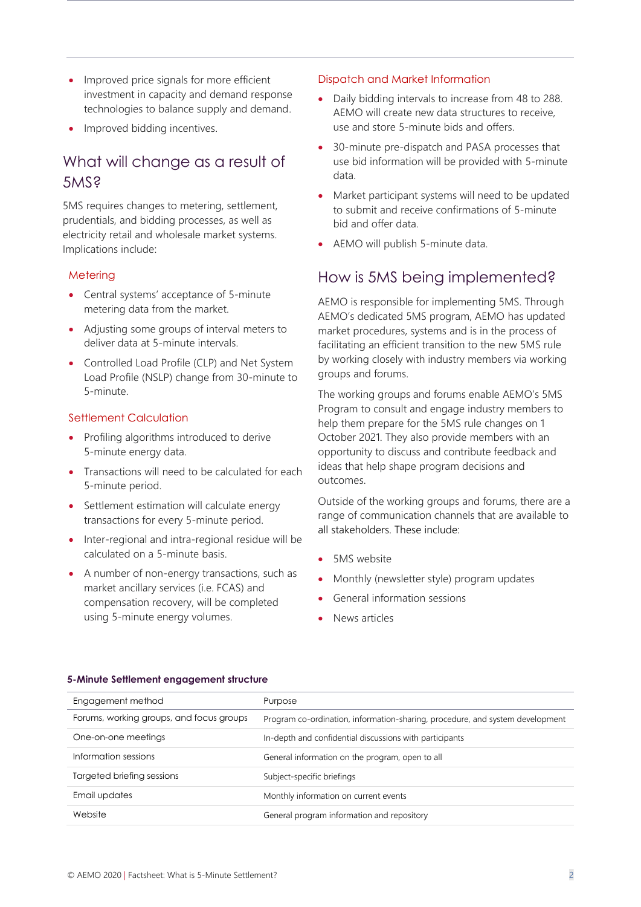- Improved price signals for more efficient investment in capacity and demand response technologies to balance supply and demand.
- Improved bidding incentives.

## What will change as a result of 5MS?

5MS requires changes to metering, settlement, prudentials, and bidding processes, as well as electricity retail and wholesale market systems. Implications include:

### Metering

- Central systems' acceptance of 5-minute metering data from the market.
- Adjusting some groups of interval meters to deliver data at 5-minute intervals.
- Controlled Load Profile (CLP) and Net System Load Profile (NSLP) change from 30-minute to 5-minute.

### Settlement Calculation

- Profiling algorithms introduced to derive 5-minute energy data.
- Transactions will need to be calculated for each 5-minute period.
- Settlement estimation will calculate energy transactions for every 5-minute period.
- Inter-regional and intra-regional residue will be calculated on a 5-minute basis.
- A number of non-energy transactions, such as market ancillary services (i.e. FCAS) and compensation recovery, will be completed using 5-minute energy volumes.

### Dispatch and Market Information

- Daily bidding intervals to increase from 48 to 288. AEMO will create new data structures to receive, use and store 5-minute bids and offers.
- 30-minute pre-dispatch and PASA processes that use bid information will be provided with 5-minute data.
- Market participant systems will need to be updated to submit and receive confirmations of 5-minute bid and offer data.
- AEMO will publish 5-minute data.

## How is 5MS being implemented?

AEMO is responsible for implementing 5MS. Through AEMO's dedicated 5MS program, AEMO has updated market procedures, systems and is in the process of facilitating an efficient transition to the new 5MS rule by working closely with industry members via working groups and forums.

The working groups and forums enable AEMO's 5MS Program to consult and engage industry members to help them prepare for the 5MS rule changes on 1 October 2021. They also provide members with an opportunity to discuss and contribute feedback and ideas that help shape program decisions and outcomes.

Outside of the working groups and forums, there are a range of communication channels that are available to all stakeholders. These include:

- 5MS website
- Monthly (newsletter style) program updates
- General information sessions
- News articles

**5-Minute Settlement engagement structure**

| Engagement method | Purpose |
|---|---|
| Forums, working groups, and focus groups | Program co-ordination, information-sharing, procedure, and system development |
| One-on-one meetings | In-depth and confidential discussions with participants |
| Information sessions | General information on the program, open to all |
| Targeted briefing sessions | Subject-specific briefings |
| Email updates | Monthly information on current events |
| Website | General program information and repository |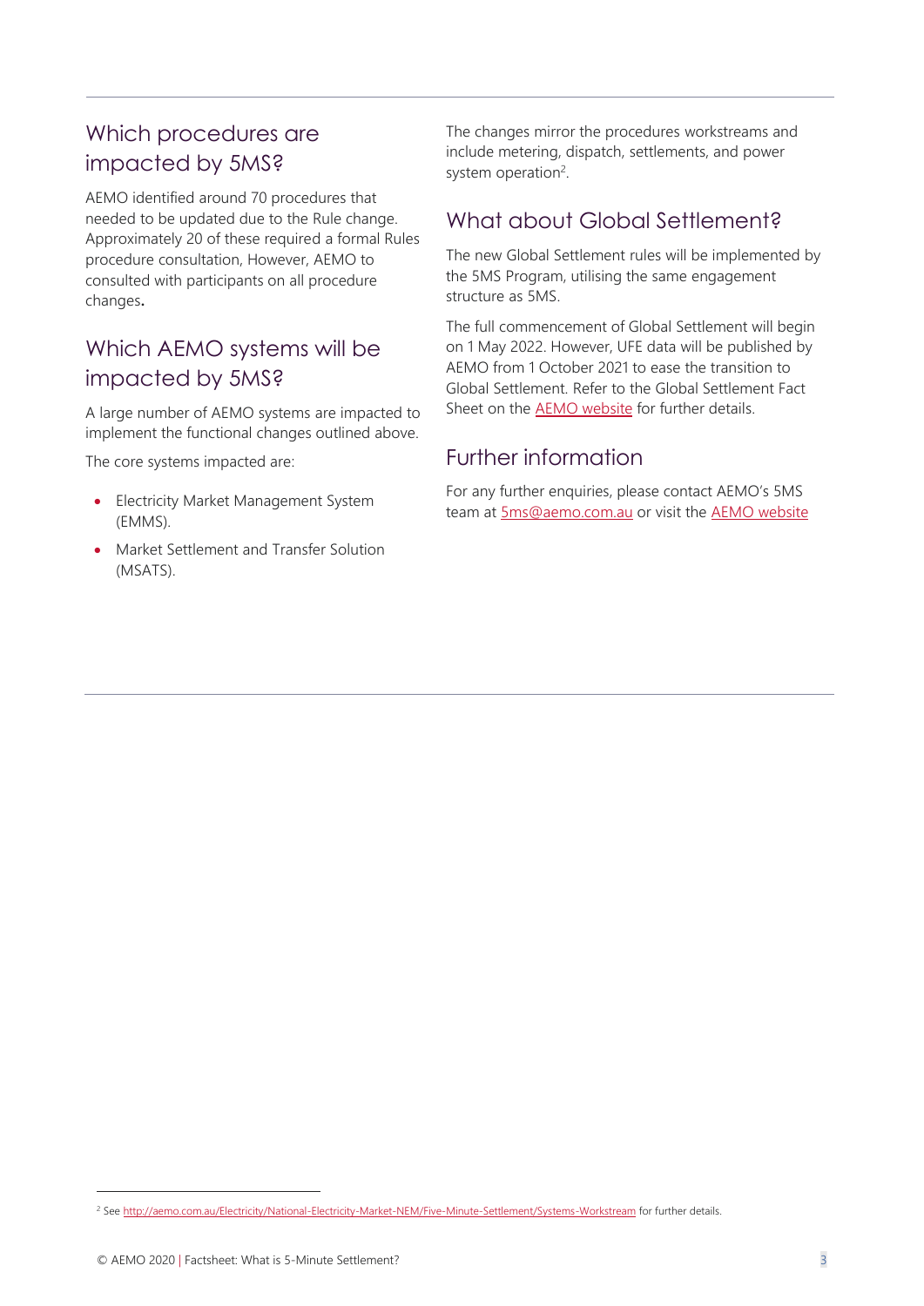## Which procedures are impacted by 5MS?

AEMO identified around 70 procedures that needed to be updated due to the Rule change. Approximately 20 of these required a formal Rules procedure consultation, However, AEMO to consulted with participants on all procedure changes**.**

## Which AEMO systems will be impacted by 5MS?

A large number of AEMO systems are impacted to implement the functional changes outlined above.

The core systems impacted are:

- Electricity Market Management System (EMMS).
- Market Settlement and Transfer Solution (MSATS).

The changes mirror the procedures workstreams and include metering, dispatch, settlements, and power system operation[2].

## What about Global Settlement?

The new Global Settlement rules will be implemented by the 5MS Program, utilising the same engagement structure as 5MS.

The full commencement of Global Settlement will begin on 1 May 2022. However, UFE data will be published by AEMO from 1 October 2021 to ease the transition to Global Settlement. Refer to the Global Settlement Fact Sheet on the [AEMO website](http://aemo.com.au) for further details.

## Further information

For any further enquiries, please contact AEMO's 5MS team at [5ms@aemo.com.au](mailto:5ms@aemo.com.au) or visit the [AEMO website](http://aemo.com.au)

[2] See http://aemo.com.au/Electricity/National-Electricity-Market-NEM/Five-Minute-Settlement/Systems-Workstream for further details.